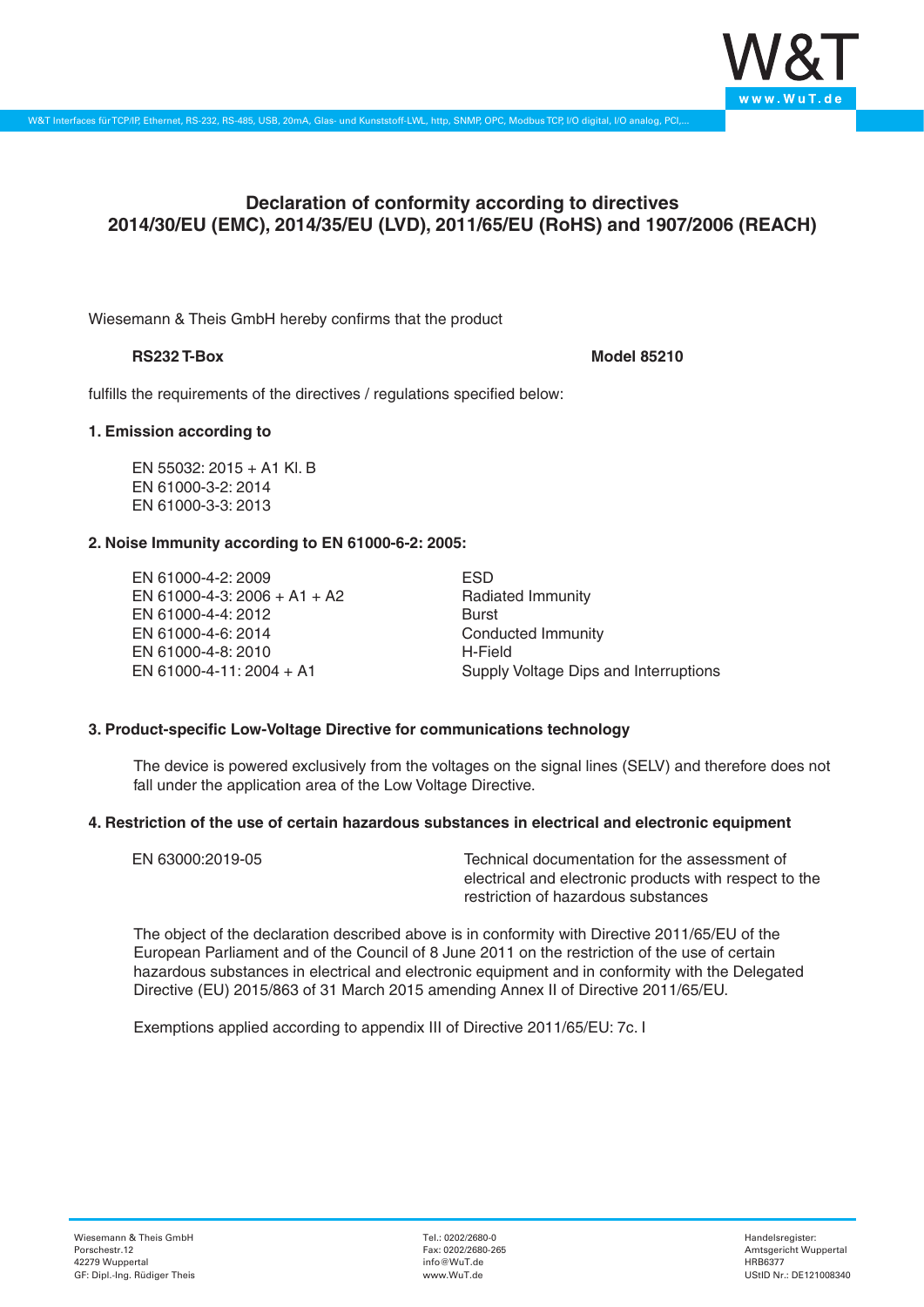# Declaration of conformity according to directives 2014/30/EU (EMC), 2014/35/EU (LVD), 2011/65/EU (RoHS) and 1907/2006 (REACH)

Wiesemann & Theis GmbH hereby confirms that the product

**RS232 T-Box** **Model 85210**

fulfills the requirements of the directives / regulations specified below:

### 1. Emission according to

EN 55032: 2015 + A1 Kl. B
EN 61000-3-2: 2014
EN 61000-3-3: 2013

### 2. Noise Immunity according to EN 61000-6-2: 2005:

| | |
|---|---|
| EN 61000-4-2: 2009 | ESD |
| EN 61000-4-3: 2006 + A1 + A2 | Radiated Immunity |
| EN 61000-4-4: 2012 | Burst |
| EN 61000-4-6: 2014 | Conducted Immunity |
| EN 61000-4-8: 2010 | H-Field |
| EN 61000-4-11: 2004 + A1 | Supply Voltage Dips and Interruptions |

### 3. Product-specific Low-Voltage Directive for communications technology

The device is powered exclusively from the voltages on the signal lines (SELV) and therefore does not fall under the application area of the Low Voltage Directive.

### 4. Restriction of the use of certain hazardous substances in electrical and electronic equipment

| | |
|---|---|
| EN 63000:2019-05 | Technical documentation for the assessment of electrical and electronic products with respect to the restriction of hazardous substances |

The object of the declaration described above is in conformity with Directive 2011/65/EU of the European Parliament and of the Council of 8 June 2011 on the restriction of the use of certain hazardous substances in electrical and electronic equipment and in conformity with the Delegated Directive (EU) 2015/863 of 31 March 2015 amending Annex II of Directive 2011/65/EU.

Exemptions applied according to appendix III of Directive 2011/65/EU: 7c. I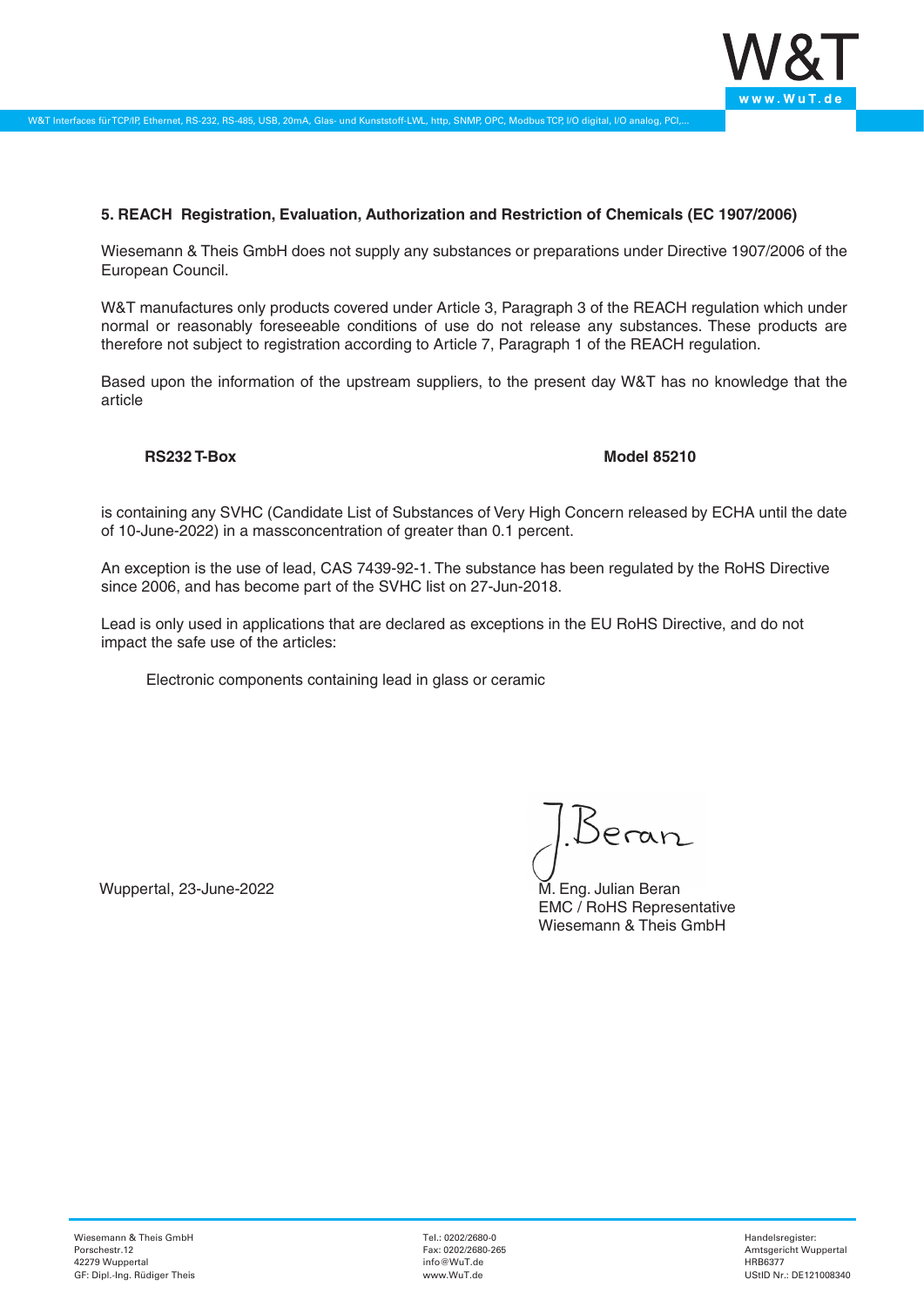## 5. REACH Registration, Evaluation, Authorization and Restriction of Chemicals (EC 1907/2006)

Wiesemann & Theis GmbH does not supply any substances or preparations under Directive 1907/2006 of the European Council.

W&T manufactures only products covered under Article 3, Paragraph 3 of the REACH regulation which under normal or reasonably foreseeable conditions of use do not release any substances. These products are therefore not subject to registration according to Article 7, Paragraph 1 of the REACH regulation.

Based upon the information of the upstream suppliers, to the present day W&T has no knowledge that the article

**RS232 T-Box** **Model 85210**

is containing any SVHC (Candidate List of Substances of Very High Concern released by ECHA until the date of 10-June-2022) in a massconcentration of greater than 0.1 percent.

An exception is the use of lead, CAS 7439-92-1. The substance has been regulated by the RoHS Directive since 2006, and has become part of the SVHC list on 27-Jun-2018.

Lead is only used in applications that are declared as exceptions in the EU RoHS Directive, and do not impact the safe use of the articles:

Electronic components containing lead in glass or ceramic

Wuppertal, 23-June-2022

J. Beran

M. Eng. Julian Beran
EMC / RoHS Representative
Wiesemann & Theis GmbH